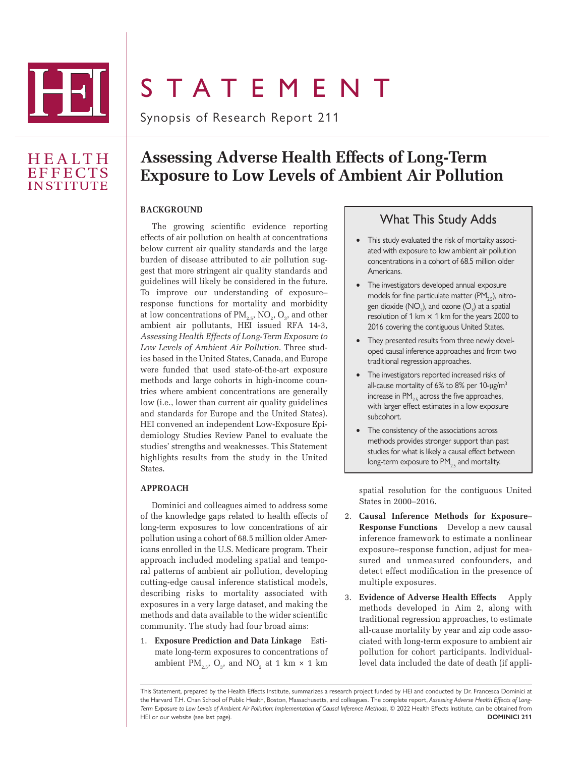# STATEMENT

Synopsis of Research Report 211

HEALTH EFFECTS INSTITUTE

## Assessing Adverse Health Effects of Long-Term Exposure to Low Levels of Ambient Air Pollution

### What This Study Adds

- This study evaluated the risk of mortality associated with exposure to low ambient air pollution concentrations in a cohort of 68.5 million older Americans.
- The investigators developed annual exposure models for fine particulate matter ($PM_{2.5}$), nitrogen dioxide ($NO_2$), and ozone ($O_3$) at a spatial resolution of 1 km × 1 km for the years 2000 to 2016 covering the contiguous United States.
- They presented results from three newly developed causal inference approaches and from two traditional regression approaches.
- The investigators reported increased risks of all-cause mortality of 6% to 8% per 10-μg/m$^3$ increase in $PM_{2.5}$ across the five approaches, with larger effect estimates in a low exposure subcohort.
- The consistency of the associations across methods provides stronger support than past studies for what is likely a causal effect between long-term exposure to $PM_{2.5}$ and mortality.

### BACKGROUND

The growing scientific evidence reporting effects of air pollution on health at concentrations below current air quality standards and the large burden of disease attributed to air pollution suggest that more stringent air quality standards and guidelines will likely be considered in the future. To improve our understanding of exposure–response functions for mortality and morbidity at low concentrations of $PM_{2.5}$, $NO_2$, $O_3$, and other ambient air pollutants, HEI issued RFA 14-3, *Assessing Health Effects of Long-Term Exposure to Low Levels of Ambient Air Pollution*. Three studies based in the United States, Canada, and Europe were funded that used state-of-the-art exposure methods and large cohorts in high-income countries where ambient concentrations are generally low (i.e., lower than current air quality guidelines and standards for Europe and the United States). HEI convened an independent Low-Exposure Epidemiology Studies Review Panel to evaluate the studies' strengths and weaknesses. This Statement highlights results from the study in the United States.

### APPROACH

Dominici and colleagues aimed to address some of the knowledge gaps related to health effects of long-term exposures to low concentrations of air pollution using a cohort of 68.5 million older Americans enrolled in the U.S. Medicare program. Their approach included modeling spatial and temporal patterns of ambient air pollution, developing cutting-edge causal inference statistical models, describing risks to mortality associated with exposures in a very large dataset, and making the methods and data available to the wider scientific community. The study had four broad aims:

1. **Exposure Prediction and Data Linkage** Estimate long-term exposures to concentrations of ambient $PM_{2.5}$, $O_3$, and $NO_2$ at 1 km × 1 km spatial resolution for the contiguous United States in 2000–2016.
2. **Causal Inference Methods for Exposure–Response Functions** Develop a new causal inference framework to estimate a nonlinear exposure–response function, adjust for measured and unmeasured confounders, and detect effect modification in the presence of multiple exposures.
3. **Evidence of Adverse Health Effects** Apply methods developed in Aim 2, along with traditional regression approaches, to estimate all-cause mortality by year and zip code associated with long-term exposure to ambient air pollution for cohort participants. Individual-level data included the date of death (if appli-

This Statement, prepared by the Health Effects Institute, summarizes a research project funded by HEI and conducted by Dr. Francesca Dominici at the Harvard T.H. Chan School of Public Health, Boston, Massachusetts, and colleagues. The complete report, *Assessing Adverse Health Effects of Long-Term Exposure to Low Levels of Ambient Air Pollution: Implementation of Causal Inference Methods*, © 2022 Health Effects Institute, can be obtained from HEI or our website (see last page).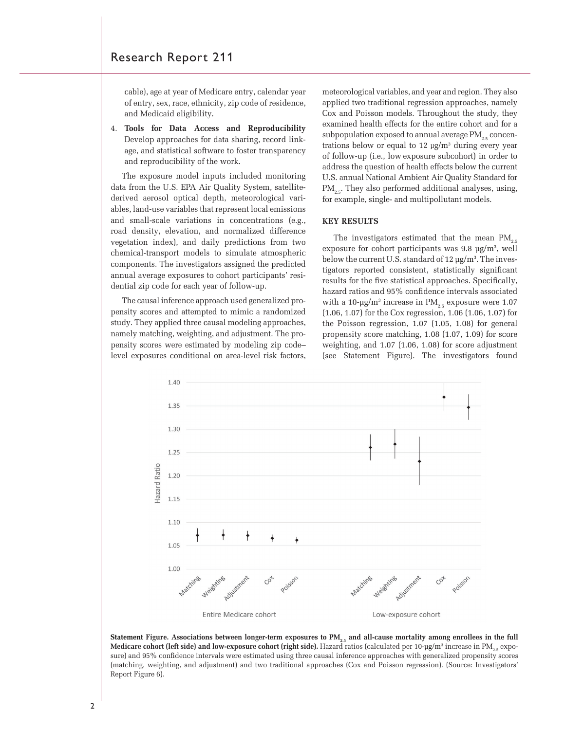cable), age at year of Medicare entry, calendar year of entry, sex, race, ethnicity, zip code of residence, and Medicaid eligibility.

4. **Tools for Data Access and Reproducibility** Develop approaches for data sharing, record linkage, and statistical software to foster transparency and reproducibility of the work.

The exposure model inputs included monitoring data from the U.S. EPA Air Quality System, satellite-derived aerosol optical depth, meteorological variables, land-use variables that represent local emissions and small-scale variations in concentrations (e.g., road density, elevation, and normalized difference vegetation index), and daily predictions from two chemical-transport models to simulate atmospheric components. The investigators assigned the predicted annual average exposures to cohort participants' residential zip code for each year of follow-up.

The causal inference approach used generalized propensity scores and attempted to mimic a randomized study. They applied three causal modeling approaches, namely matching, weighting, and adjustment. The propensity scores were estimated by modeling zip code–level exposures conditional on area-level risk factors, meteorological variables, and year and region. They also applied two traditional regression approaches, namely Cox and Poisson models. Throughout the study, they examined health effects for the entire cohort and for a subpopulation exposed to annual average $PM_{2.5}$ concentrations below or equal to 12 µg/m³ during every year of follow-up (i.e., low exposure subcohort) in order to address the question of health effects below the current U.S. annual National Ambient Air Quality Standard for $PM_{2.5}$. They also performed additional analyses, using, for example, single- and multipollutant models.

## KEY RESULTS

The investigators estimated that the mean $PM_{2.5}$ exposure for cohort participants was 9.8 µg/m³, well below the current U.S. standard of 12 µg/m³. The investigators reported consistent, statistically significant results for the five statistical approaches. Specifically, hazard ratios and 95% confidence intervals associated with a 10-µg/m³ increase in $PM_{2.5}$ exposure were 1.07 (1.06, 1.07) for the Cox regression, 1.06 (1.06, 1.07) for the Poisson regression, 1.07 (1.05, 1.08) for general propensity score matching, 1.08 (1.07, 1.09) for score weighting, and 1.07 (1.06, 1.08) for score adjustment (see Statement Figure). The investigators found

**Statement Figure. Associations between longer-term exposures to $PM_{2.5}$ and all-cause mortality among enrollees in the full Medicare cohort (left side) and low-exposure cohort (right side).** Hazard ratios (calculated per 10-µg/m³ increase in $PM_{2.5}$ exposure) and 95% confidence intervals were estimated using three causal inference approaches with generalized propensity scores (matching, weighting, and adjustment) and two traditional approaches (Cox and Poisson regression). (Source: Investigators' Report Figure 6).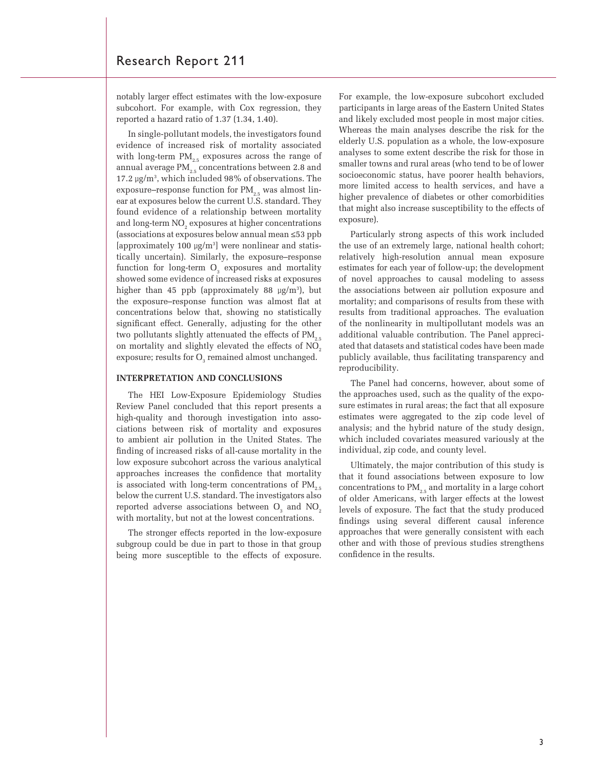notably larger effect estimates with the low-exposure subcohort. For example, with Cox regression, they reported a hazard ratio of 1.37 (1.34, 1.40).

In single-pollutant models, the investigators found evidence of increased risk of mortality associated with long-term $PM_{2.5}$ exposures across the range of annual average $PM_{2.5}$ concentrations between 2.8 and 17.2 μg/m$^3$, which included 98% of observations. The exposure–response function for $PM_{2.5}$ was almost linear at exposures below the current U.S. standard. They found evidence of a relationship between mortality and long-term $NO_2$ exposures at higher concentrations (associations at exposures below annual mean ≤53 ppb [approximately 100 μg/m$^3$] were nonlinear and statistically uncertain). Similarly, the exposure–response function for long-term $O_3$ exposures and mortality showed some evidence of increased risks at exposures higher than 45 ppb (approximately 88 μg/m$^3$), but the exposure–response function was almost flat at concentrations below that, showing no statistically significant effect. Generally, adjusting for the other two pollutants slightly attenuated the effects of $PM_{2.5}$ on mortality and slightly elevated the effects of $NO_2$ exposure; results for $O_3$ remained almost unchanged.

## INTERPRETATION AND CONCLUSIONS

The HEI Low-Exposure Epidemiology Studies Review Panel concluded that this report presents a high-quality and thorough investigation into associations between risk of mortality and exposures to ambient air pollution in the United States. The finding of increased risks of all-cause mortality in the low exposure subcohort across the various analytical approaches increases the confidence that mortality is associated with long-term concentrations of $PM_{2.5}$ below the current U.S. standard. The investigators also reported adverse associations between $O_3$ and $NO_2$ with mortality, but not at the lowest concentrations.

The stronger effects reported in the low-exposure subgroup could be due in part to those in that group being more susceptible to the effects of exposure. For example, the low-exposure subcohort excluded participants in large areas of the Eastern United States and likely excluded most people in most major cities. Whereas the main analyses describe the risk for the elderly U.S. population as a whole, the low-exposure analyses to some extent describe the risk for those in smaller towns and rural areas (who tend to be of lower socioeconomic status, have poorer health behaviors, more limited access to health services, and have a higher prevalence of diabetes or other comorbidities that might also increase susceptibility to the effects of exposure).

Particularly strong aspects of this work included the use of an extremely large, national health cohort; relatively high-resolution annual mean exposure estimates for each year of follow-up; the development of novel approaches to causal modeling to assess the associations between air pollution exposure and mortality; and comparisons of results from these with results from traditional approaches. The evaluation of the nonlinearity in multipollutant models was an additional valuable contribution. The Panel appreciated that datasets and statistical codes have been made publicly available, thus facilitating transparency and reproducibility.

The Panel had concerns, however, about some of the approaches used, such as the quality of the exposure estimates in rural areas; the fact that all exposure estimates were aggregated to the zip code level of analysis; and the hybrid nature of the study design, which included covariates measured variously at the individual, zip code, and county level.

Ultimately, the major contribution of this study is that it found associations between exposure to low concentrations to $PM_{2.5}$ and mortality in a large cohort of older Americans, with larger effects at the lowest levels of exposure. The fact that the study produced findings using several different causal inference approaches that were generally consistent with each other and with those of previous studies strengthens confidence in the results.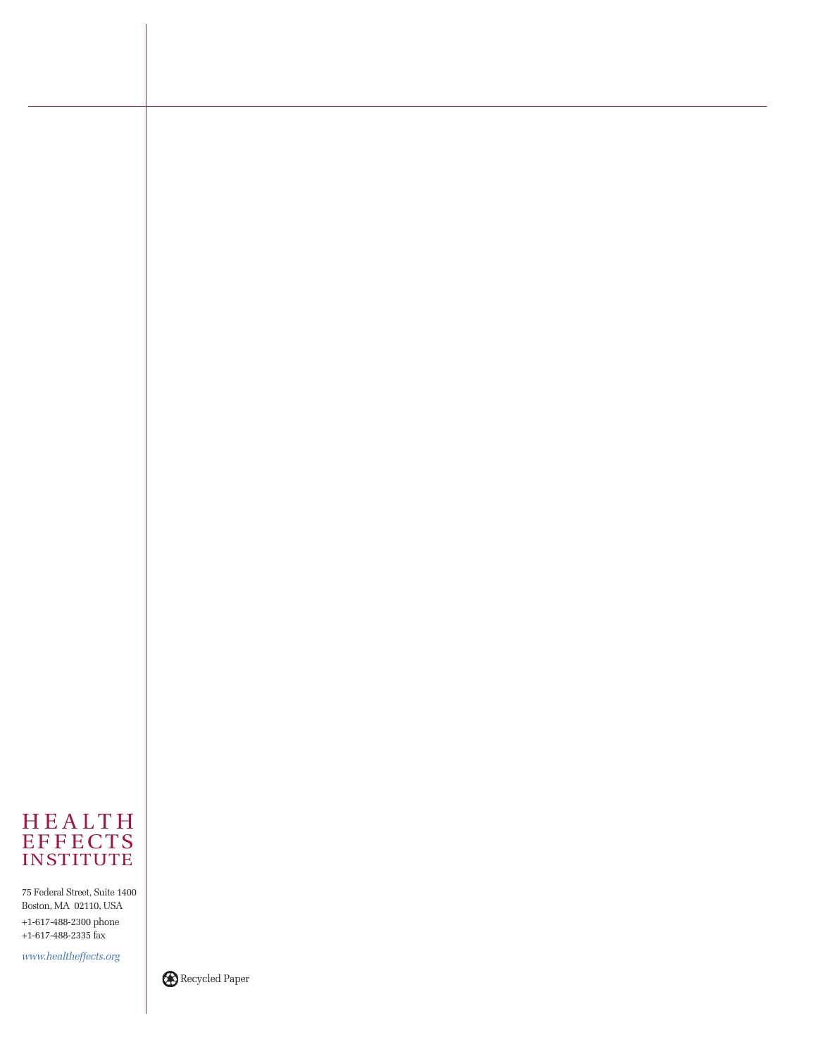HEALTH
EFFECTS
INSTITUTE

75 Federal Street, Suite 1400
Boston, MA 02110, USA
+1-617-488-2300 phone
+1-617-488-2335 fax

*www.healtheffects.org*

Recycled Paper